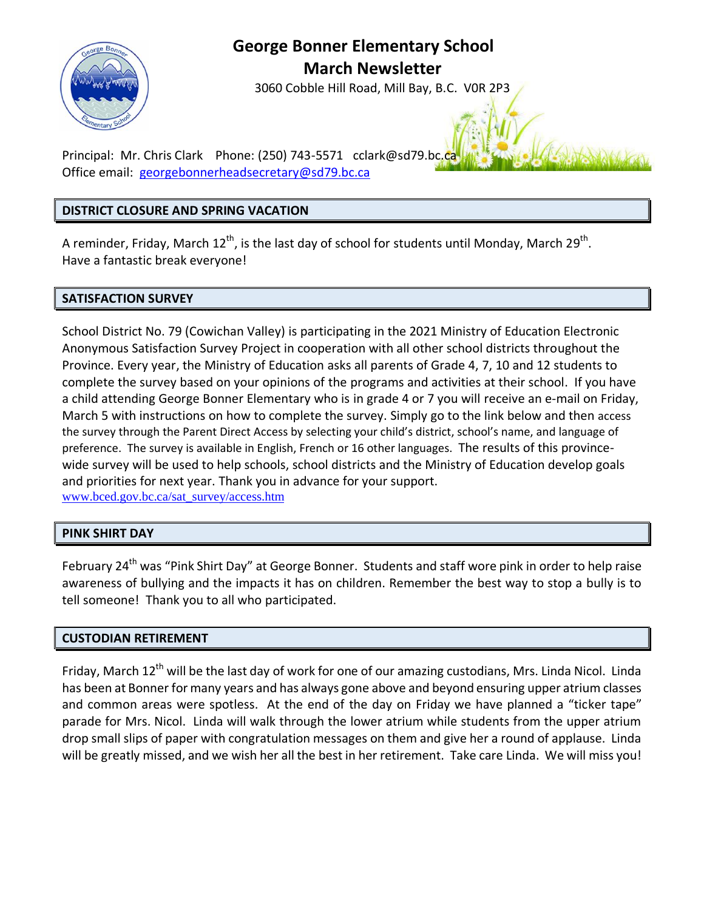# George Bonner Elementary School

## March Newsletter

3060 Cobble Hill Road, Mill Bay, B.C. V0R 2P3

Principal: Mr. Chris Clark Phone: (250) 743-5571 cclark@sd79.bc.ca
Office email: georgebonnerheadsecretary@sd79.bc.ca

### DISTRICT CLOSURE AND SPRING VACATION

A reminder, Friday, March 12th, is the last day of school for students until Monday, March 29th. Have a fantastic break everyone!

### SATISFACTION SURVEY

School District No. 79 (Cowichan Valley) is participating in the 2021 Ministry of Education Electronic Anonymous Satisfaction Survey Project in cooperation with all other school districts throughout the Province. Every year, the Ministry of Education asks all parents of Grade 4, 7, 10 and 12 students to complete the survey based on your opinions of the programs and activities at their school. If you have a child attending George Bonner Elementary who is in grade 4 or 7 you will receive an e-mail on Friday, March 5 with instructions on how to complete the survey. Simply go to the link below and then access the survey through the Parent Direct Access by selecting your child's district, school's name, and language of preference. The survey is available in English, French or 16 other languages. The results of this province-wide survey will be used to help schools, school districts and the Ministry of Education develop goals and priorities for next year. Thank you in advance for your support.
www.bced.gov.bc.ca/sat_survey/access.htm

### PINK SHIRT DAY

February 24th was "Pink Shirt Day" at George Bonner. Students and staff wore pink in order to help raise awareness of bullying and the impacts it has on children. Remember the best way to stop a bully is to tell someone! Thank you to all who participated.

### CUSTODIAN RETIREMENT

Friday, March 12th will be the last day of work for one of our amazing custodians, Mrs. Linda Nicol. Linda has been at Bonner for many years and has always gone above and beyond ensuring upper atrium classes and common areas were spotless. At the end of the day on Friday we have planned a "ticker tape" parade for Mrs. Nicol. Linda will walk through the lower atrium while students from the upper atrium drop small slips of paper with congratulation messages on them and give her a round of applause. Linda will be greatly missed, and we wish her all the best in her retirement. Take care Linda. We will miss you!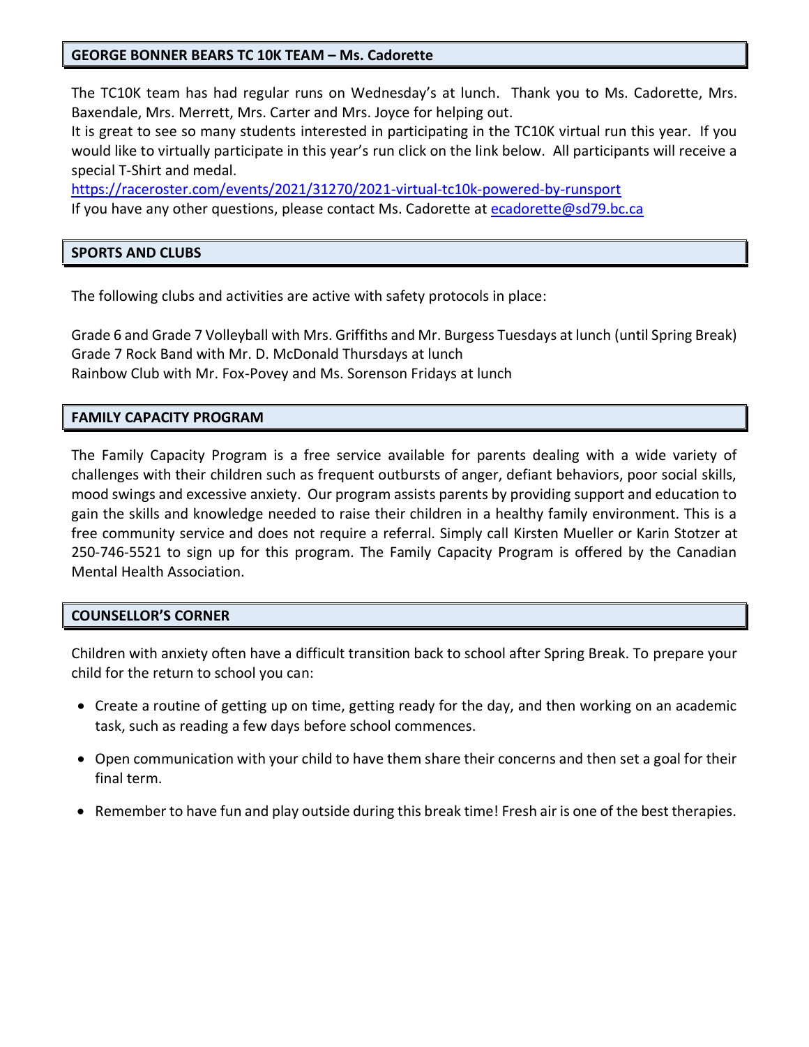## GEORGE BONNER BEARS TC 10K TEAM – Ms. Cadorette

The TC10K team has had regular runs on Wednesday's at lunch. Thank you to Ms. Cadorette, Mrs. Baxendale, Mrs. Merrett, Mrs. Carter and Mrs. Joyce for helping out.
It is great to see so many students interested in participating in the TC10K virtual run this year. If you would like to virtually participate in this year's run click on the link below. All participants will receive a special T-Shirt and medal.
https://raceroster.com/events/2021/31270/2021-virtual-tc10k-powered-by-runsport
If you have any other questions, please contact Ms. Cadorette at ecadorette@sd79.bc.ca

## SPORTS AND CLUBS

The following clubs and activities are active with safety protocols in place:

Grade 6 and Grade 7 Volleyball with Mrs. Griffiths and Mr. Burgess Tuesdays at lunch (until Spring Break)
Grade 7 Rock Band with Mr. D. McDonald Thursdays at lunch
Rainbow Club with Mr. Fox-Povey and Ms. Sorenson Fridays at lunch

## FAMILY CAPACITY PROGRAM

The Family Capacity Program is a free service available for parents dealing with a wide variety of challenges with their children such as frequent outbursts of anger, defiant behaviors, poor social skills, mood swings and excessive anxiety. Our program assists parents by providing support and education to gain the skills and knowledge needed to raise their children in a healthy family environment. This is a free community service and does not require a referral. Simply call Kirsten Mueller or Karin Stotzer at 250-746-5521 to sign up for this program. The Family Capacity Program is offered by the Canadian Mental Health Association.

## COUNSELLOR'S CORNER

Children with anxiety often have a difficult transition back to school after Spring Break. To prepare your child for the return to school you can:

- Create a routine of getting up on time, getting ready for the day, and then working on an academic task, such as reading a few days before school commences.
- Open communication with your child to have them share their concerns and then set a goal for their final term.
- Remember to have fun and play outside during this break time! Fresh air is one of the best therapies.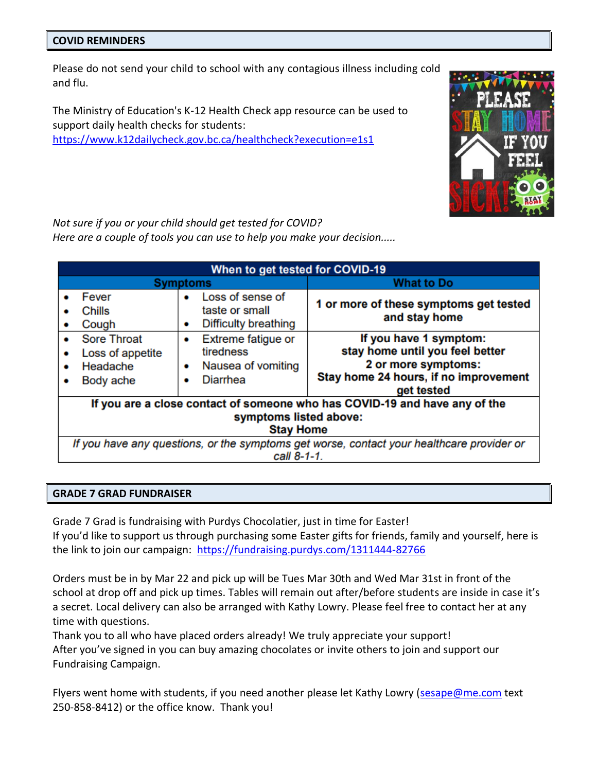## COVID REMINDERS

Please do not send your child to school with any contagious illness including cold and flu.

The Ministry of Education's K-12 Health Check app resource can be used to support daily health checks for students: https://www.k12dailycheck.gov.bc.ca/healthcheck?execution=e1s1

*Not sure if you or your child should get tested for COVID?*
*Here are a couple of tools you can use to help you make your decision.....*

| When to get tested for COVID-19 | | |
|---|---|---|
| **Symptoms** | | **What to Do** |
| • Fever<br>• Chills<br>• Cough | • Loss of sense of taste or small<br>• Difficulty breathing | **1 or more of these symptoms get tested and stay home** |
| • Sore Throat<br>• Loss of appetite<br>• Headache<br>• Body ache | • Extreme fatigue or tiredness<br>• Nausea of vomiting<br>• Diarrhea | **If you have 1 symptom: stay home until you feel better**<br>**2 or more symptoms: Stay home 24 hours, if no improvement get tested** |
| **If you are a close contact of someone who has COVID-19 and have any of the symptoms listed above: Stay Home** | | |
| *If you have any questions, or the symptoms get worse, contact your healthcare provider or call 8-1-1.* | | |

## GRADE 7 GRAD FUNDRAISER

Grade 7 Grad is fundraising with Purdys Chocolatier, just in time for Easter!
If you'd like to support us through purchasing some Easter gifts for friends, family and yourself, here is the link to join our campaign: https://fundraising.purdys.com/1311444-82766

Orders must be in by Mar 22 and pick up will be Tues Mar 30th and Wed Mar 31st in front of the school at drop off and pick up times. Tables will remain out after/before students are inside in case it's a secret. Local delivery can also be arranged with Kathy Lowry. Please feel free to contact her at any time with questions.
Thank you to all who have placed orders already! We truly appreciate your support!
After you've signed in you can buy amazing chocolates or invite others to join and support our Fundraising Campaign.

Flyers went home with students, if you need another please let Kathy Lowry (sesape@me.com text 250-858-8412) or the office know. Thank you!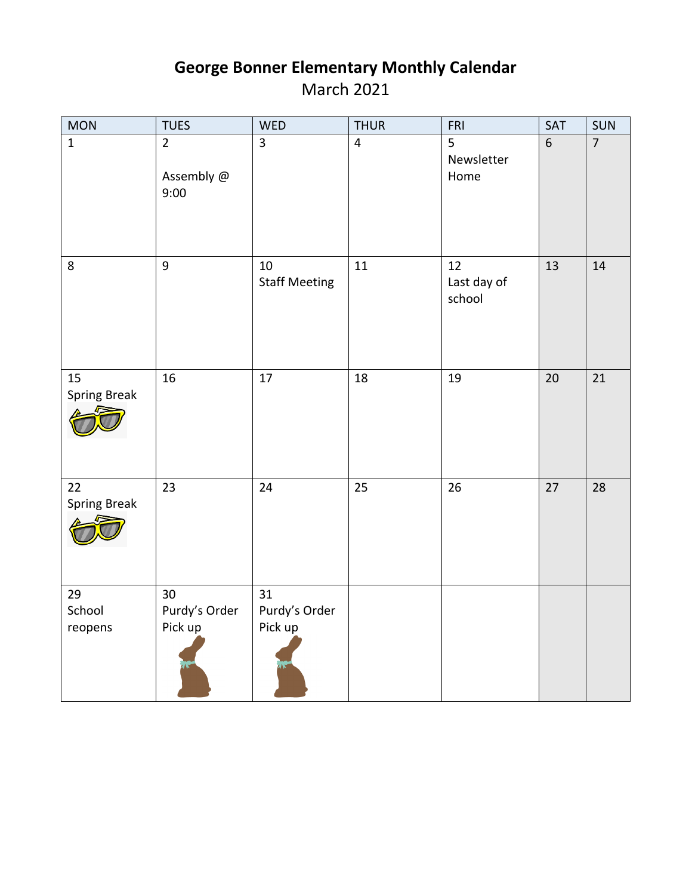# George Bonner Elementary Monthly Calendar

March 2021

| MON | TUES | WED | THUR | FRI | SAT | SUN |
|---|---|---|---|---|---|---|
| 1 | 2<br><br>Assembly @ 9:00 | 3 | 4 | 5<br>Newsletter Home | 6 | 7 |
| 8 | 9 | 10<br>Staff Meeting | 11 | 12<br>Last day of school | 13 | 14 |
| 15<br>Spring Break | 16 | 17 | 18 | 19 | 20 | 21 |
| 22<br>Spring Break | 23 | 24 | 25 | 26 | 27 | 28 |
| 29<br>School reopens | 30<br>Purdy's Order Pick up | 31<br>Purdy's Order Pick up | | | | |